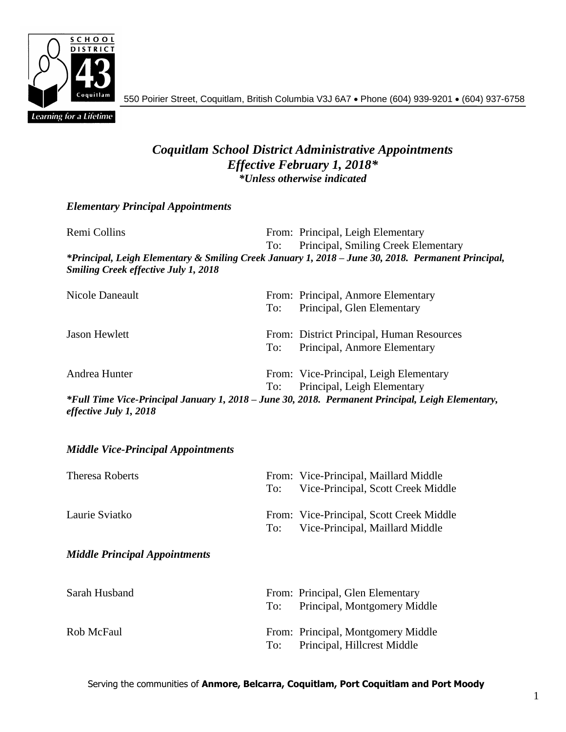550 Poirier Street, Coquitlam, British Columbia V3J 6A7 • Phone (604) 939-9201 • (604) 937-6758

# *Coquitlam School District Administrative Appointments*
## *Effective February 1, 2018**
***Unless otherwise indicated***

### *Elementary Principal Appointments*

Remi Collins
From: Principal, Leigh Elementary
To: Principal, Smiling Creek Elementary

****Principal, Leigh Elementary & Smiling Creek January 1, 2018 – June 30, 2018. Permanent Principal, Smiling Creek effective July 1, 2018***

Nicole Daneault
From: Principal, Anmore Elementary
To: Principal, Glen Elementary

Jason Hewlett
From: District Principal, Human Resources
To: Principal, Anmore Elementary

Andrea Hunter
From: Vice-Principal, Leigh Elementary
To: Principal, Leigh Elementary

****Full Time Vice-Principal January 1, 2018 – June 30, 2018. Permanent Principal, Leigh Elementary, effective July 1, 2018***

### *Middle Vice-Principal Appointments*

Theresa Roberts
From: Vice-Principal, Maillard Middle
To: Vice-Principal, Scott Creek Middle

Laurie Sviatko
From: Vice-Principal, Scott Creek Middle
To: Vice-Principal, Maillard Middle

### *Middle Principal Appointments*

Sarah Husband
From: Principal, Glen Elementary
To: Principal, Montgomery Middle

Rob McFaul
From: Principal, Montgomery Middle
To: Principal, Hillcrest Middle

Serving the communities of **Anmore, Belcarra, Coquitlam, Port Coquitlam and Port Moody**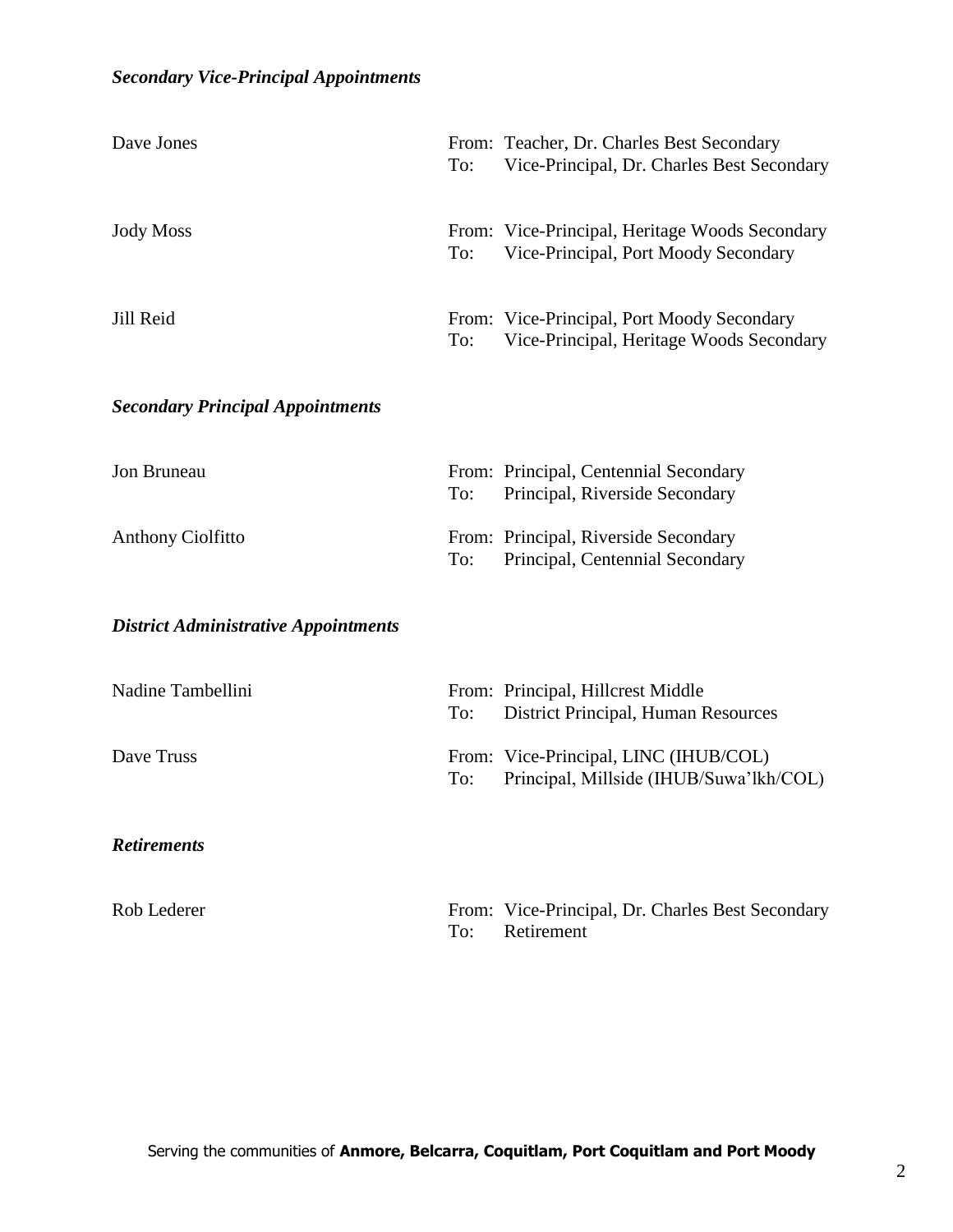### *Secondary Vice-Principal Appointments*

| | |
|---|---|
| Dave Jones | From: Teacher, Dr. Charles Best Secondary<br>To: Vice-Principal, Dr. Charles Best Secondary |
| Jody Moss | From: Vice-Principal, Heritage Woods Secondary<br>To: Vice-Principal, Port Moody Secondary |
| Jill Reid | From: Vice-Principal, Port Moody Secondary<br>To: Vice-Principal, Heritage Woods Secondary |

### *Secondary Principal Appointments*

| | |
|---|---|
| Jon Bruneau | From: Principal, Centennial Secondary<br>To: Principal, Riverside Secondary |
| Anthony Ciolfitto | From: Principal, Riverside Secondary<br>To: Principal, Centennial Secondary |

### *District Administrative Appointments*

| | |
|---|---|
| Nadine Tambellini | From: Principal, Hillcrest Middle<br>To: District Principal, Human Resources |
| Dave Truss | From: Vice-Principal, LINC (IHUB/COL)<br>To: Principal, Millside (IHUB/Suwa'lkh/COL) |

### *Retirements*

| | |
|---|---|
| Rob Lederer | From: Vice-Principal, Dr. Charles Best Secondary<br>To: Retirement |

Serving the communities of **Anmore, Belcarra, Coquitlam, Port Coquitlam and Port Moody**